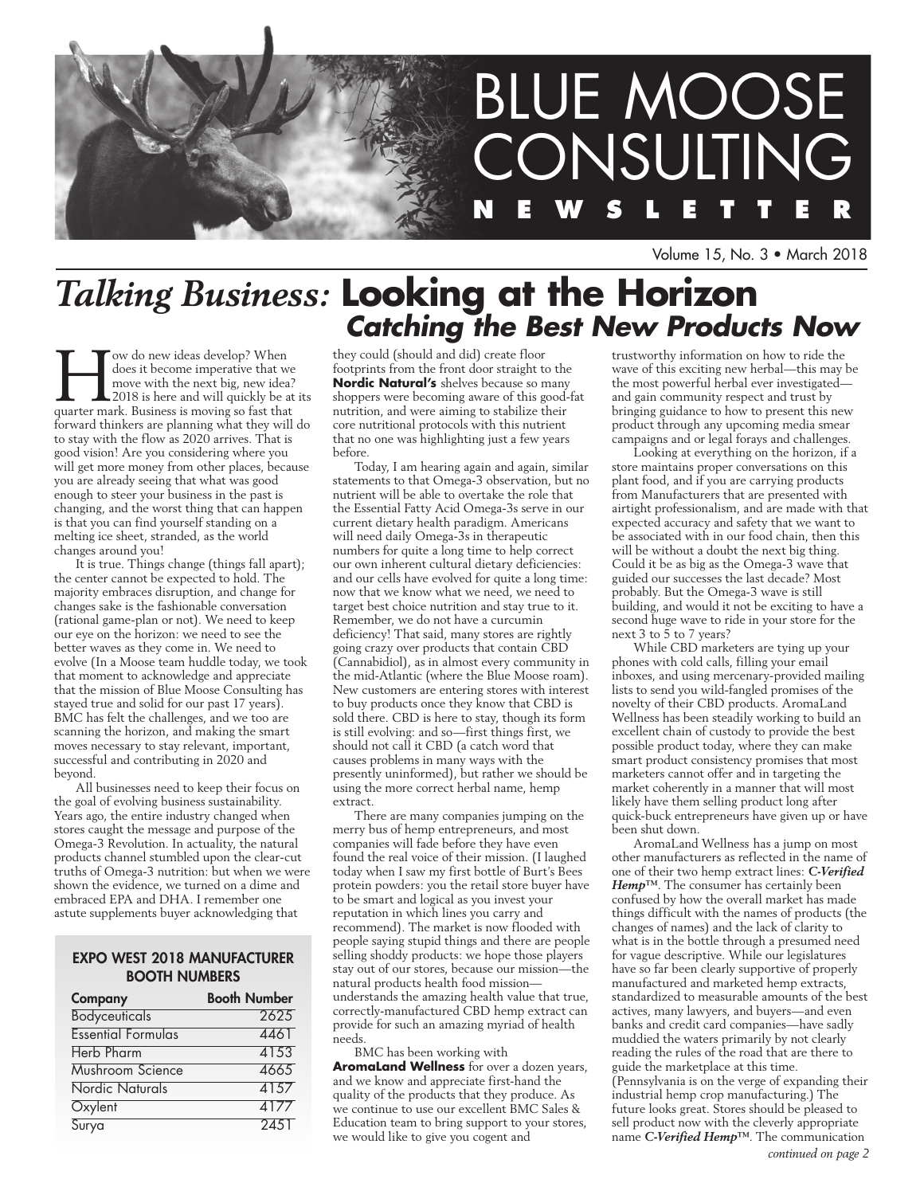# BLUE MOOSE CONSULTING NEWSLETTER

Volume 15, No. 3 • March 2018

## *Talking Business:* **Looking at the Horizon**
### ***Catching the Best New Products Now***

How do new ideas develop? When does it become imperative that we move with the next big, new idea? 2018 is here and will quickly be at its quarter mark. Business is moving so fast that forward thinkers are planning what they will do to stay with the flow as 2020 arrives. That is good vision! Are you considering where you will get more money from other places, because you are already seeing that what was good enough to steer your business in the past is changing, and the worst thing that can happen is that you can find yourself standing on a melting ice sheet, stranded, as the world changes around you!

It is true. Things change (things fall apart); the center cannot be expected to hold. The majority embraces disruption, and change for changes sake is the fashionable conversation (rational game-plan or not). We need to keep our eye on the horizon: we need to see the better waves as they come in. We need to evolve (In a Moose team huddle today, we took that moment to acknowledge and appreciate that the mission of Blue Moose Consulting has stayed true and solid for our past 17 years). BMC has felt the challenges, and we too are scanning the horizon, and making the smart moves necessary to stay relevant, important, successful and contributing in 2020 and beyond.

All businesses need to keep their focus on the goal of evolving business sustainability. Years ago, the entire industry changed when stores caught the message and purpose of the Omega-3 Revolution. In actuality, the natural products channel stumbled upon the clear-cut truths of Omega-3 nutrition: but when we were shown the evidence, we turned on a dime and embraced EPA and DHA. I remember one astute supplements buyer acknowledging that they could (should and did) create floor footprints from the front door straight to the **Nordic Natural's** shelves because so many shoppers were becoming aware of this good-fat nutrition, and were aiming to stabilize their core nutritional protocols with this nutrient that no one was highlighting just a few years before.

Today, I am hearing again and again, similar statements to that Omega-3 observation, but no nutrient will be able to overtake the role that the Essential Fatty Acid Omega-3s serve in our current dietary health paradigm. Americans will need daily Omega-3s in therapeutic numbers for quite a long time to help correct our own inherent cultural dietary deficiencies: and our cells have evolved for quite a long time: now that we know what we need, we need to target best choice nutrition and stay true to it. Remember, we do not have a curcumin deficiency! That said, many stores are rightly going crazy over products that contain CBD (Cannabidiol), as in almost every community in the mid-Atlantic (where the Blue Moose roam). New customers are entering stores with interest to buy products once they know that CBD is sold there. CBD is here to stay, though its form is still evolving: and so—first things first, we should not call it CBD (a catch word that causes problems in many ways with the presently uninformed), but rather we should be using the more correct herbal name, hemp extract.

There are many companies jumping on the merry bus of hemp entrepreneurs, and most companies will fade before they have even found the real voice of their mission. (I laughed today when I saw my first bottle of Burt's Bees protein powders: you the retail store buyer have to be smart and logical as you invest your reputation in which lines you carry and recommend). The market is now flooded with people saying stupid things and there are people selling shoddy products: we hope those players stay out of our stores, because our mission—the natural products health food mission—understands the amazing health value that true, correctly-manufactured CBD hemp extract can provide for such an amazing myriad of health needs.

BMC has been working with **AromaLand Wellness** for over a dozen years, and we know and appreciate first-hand the quality of the products that they produce. As we continue to use our excellent BMC Sales & Education team to bring support to your stores, we would like to give you cogent and trustworthy information on how to ride the wave of this exciting new herbal—this may be the most powerful herbal ever investigated—and gain community respect and trust by bringing guidance to how to present this new product through any upcoming media smear campaigns and or legal forays and challenges.

Looking at everything on the horizon, if a store maintains proper conversations on this plant food, and if you are carrying products from Manufacturers that are presented with airtight professionalism, and are made with that expected accuracy and safety that we want to be associated with in our food chain, then this will be without a doubt the next big thing. Could it be as big as the Omega-3 wave that guided our successes the last decade? Most probably. But the Omega-3 wave is still building, and would it not be exciting to have a second huge wave to ride in your store for the next 3 to 5 to 7 years?

While CBD marketers are tying up your phones with cold calls, filling your email inboxes, and using mercenary-provided mailing lists to send you wild-fangled promises of the novelty of their CBD products. AromaLand Wellness has been steadily working to build an excellent chain of custody to provide the best possible product today, where they can make smart product consistency promises that most marketers cannot offer and in targeting the market coherently in a manner that will most likely have them selling product long after quick-buck entrepreneurs have given up or have been shut down.

AromaLand Wellness has a jump on most other manufacturers as reflected in the name of one of their two hemp extract lines: ***C-Verified Hemp***™. The consumer has certainly been confused by how the overall market has made things difficult with the names of products (the changes of names) and the lack of clarity to what is in the bottle through a presumed need for vague descriptive. While our legislatures have so far been clearly supportive of properly manufactured and marketed hemp extracts, standardized to measurable amounts of the best actives, many lawyers, and buyers—and even banks and credit card companies—have sadly muddied the waters primarily by not clearly reading the rules of the road that are there to guide the marketplace at this time. (Pennsylvania is on the verge of expanding their industrial hemp crop manufacturing.) The future looks great. Stores should be pleased to sell product now with the cleverly appropriate name ***C-Verified Hemp***™. The communication

*continued on page 2*

### EXPO WEST 2018 MANUFACTURER BOOTH NUMBERS

| Company | Booth Number |
|---|---|
| Bodyceuticals | 2625 |
| Essential Formulas | 4461 |
| Herb Pharm | 4153 |
| Mushroom Science | 4665 |
| Nordic Naturals | 4157 |
| Oxylent | 4177 |
| Surya | 2451 |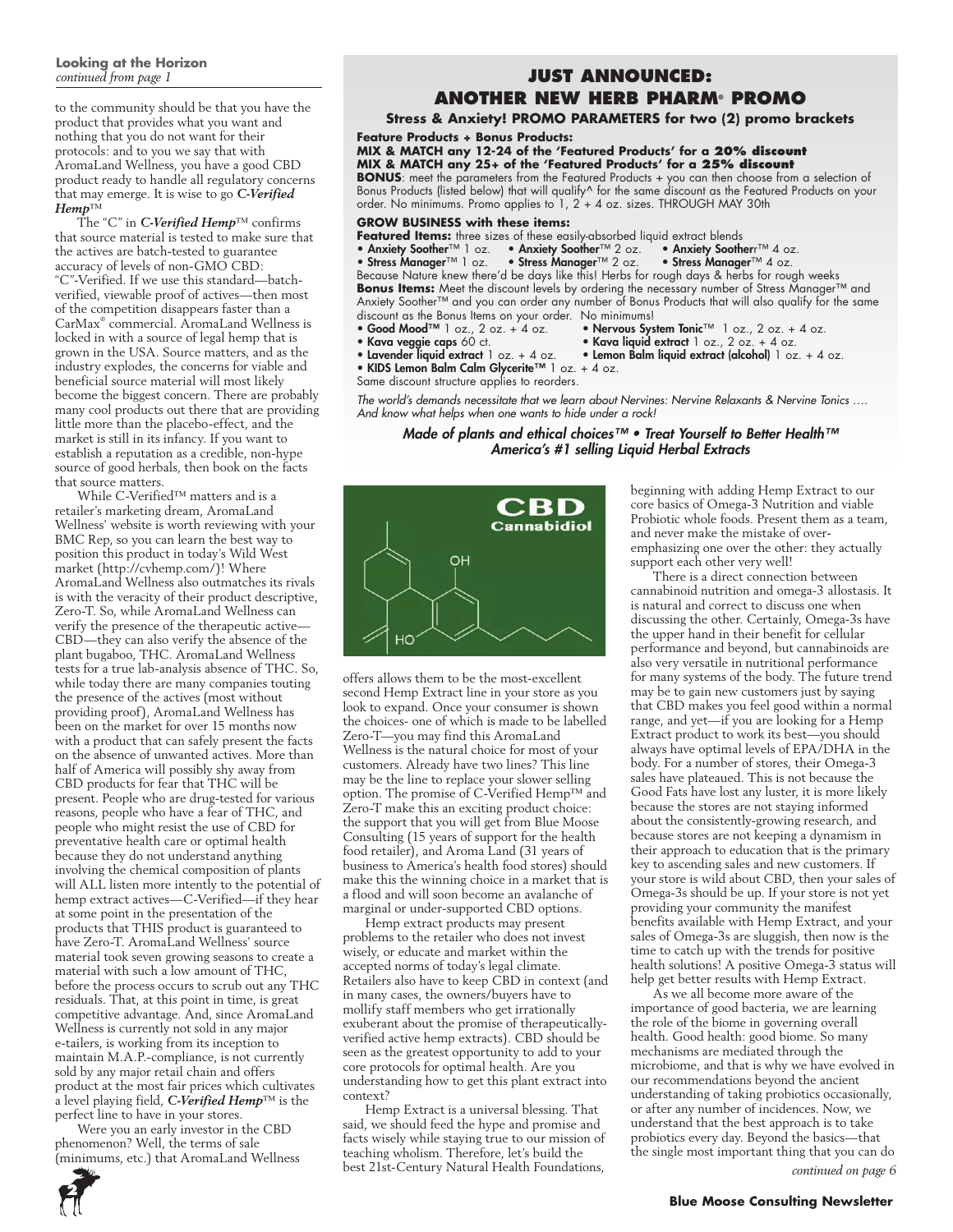**Looking at the Horizon**
*continued from page 1*

to the community should be that you have the product that provides what you want and nothing that you do not want for their protocols: and to you we say that with AromaLand Wellness, you have a good CBD product ready to handle all regulatory concerns that may emerge. It is wise to go ***C-Verified Hemp***™

The "C" in ***C-Verified Hemp***™ confirms that source material is tested to make sure that the actives are batch-tested to guarantee accuracy of levels of non-GMO CBD: "C"-Verified. If we use this standard—batch-verified, viewable proof of actives—then most of the competition disappears faster than a CarMax® commercial. AromaLand Wellness is locked in with a source of legal hemp that is grown in the USA. Source matters, and as the industry explodes, the concerns for viable and beneficial source material will most likely become the biggest concern. There are probably many cool products out there that are providing little more than the placebo-effect, and the market is still in its infancy. If you want to establish a reputation as a credible, non-hype source of good herbals, then book on the facts that source matters.

While C-Verified™ matters and is a retailer's marketing dream, AromaLand Wellness' website is worth reviewing with your BMC Rep, so you can learn the best way to position this product in today's Wild West market (http://cvhemp.com/)! Where AromaLand Wellness also outmatches its rivals is with the veracity of their product descriptive, Zero-T. So, while AromaLand Wellness can verify the presence of the therapeutic active—CBD—they can also verify the absence of the plant bugaboo, THC. AromaLand Wellness tests for a true lab-analysis absence of THC. So, while today there are many companies touting the presence of the actives (most without providing proof), AromaLand Wellness has been on the market for over 15 months now with a product that can safely present the facts on the absence of unwanted actives. More than half of America will possibly shy away from CBD products for fear that THC will be present. People who are drug-tested for various reasons, people who have a fear of THC, and people who might resist the use of CBD for preventative health care or optimal health because they do not understand anything involving the chemical composition of plants will ALL listen more intently to the potential of hemp extract actives—C-Verified—if they hear at some point in the presentation of the products that THIS product is guaranteed to have Zero-T. AromaLand Wellness' source material took seven growing seasons to create a material with such a low amount of THC, before the process occurs to scrub out any THC residuals. That, at this point in time, is great competitive advantage. And, since AromaLand Wellness is currently not sold in any major e-tailers, is working from its inception to maintain M.A.P.-compliance, is not currently sold by any major retail chain and offers product at the most fair prices which cultivates a level playing field, ***C-Verified Hemp***™ is the perfect line to have in your stores.

Were you an early investor in the CBD phenomenon? Well, the terms of sale (minimums, etc.) that AromaLand Wellness offers allows them to be the most-excellent second Hemp Extract line in your store as you look to expand. Once your consumer is shown the choices- one of which is made to be labelled Zero-T—you may find this AromaLand Wellness is the natural choice for most of your customers. Already have two lines? This line may be the line to replace your slower selling option. The promise of C-Verified Hemp™ and Zero-T make this an exciting product choice: the support that you will get from Blue Moose Consulting (15 years of support for the health food retailer), and Aroma Land (31 years of business to America's health food stores) should make this the winning choice in a market that is a flood and will soon become an avalanche of marginal or under-supported CBD options.

Hemp extract products may present problems to the retailer who does not invest wisely, or educate and market within the accepted norms of today's legal climate. Retailers also have to keep CBD in context (and in many cases, the owners/buyers have to mollify staff members who get irrationally exuberant about the promise of therapeutically-verified active hemp extracts). CBD should be seen as the greatest opportunity to add to your core protocols for optimal health. Are you understanding how to get this plant extract into context?

Hemp Extract is a universal blessing. That said, we should feed the hype and promise and facts wisely while staying true to our mission of teaching wholism. Therefore, let's build the best 21st-Century Natural Health Foundations, beginning with adding Hemp Extract to our core basics of Omega-3 Nutrition and viable Probiotic whole foods. Present them as a team, and never make the mistake of over-emphasizing one over the other: they actually support each other very well!

There is a direct connection between cannabinoid nutrition and omega-3 allostasis. It is natural and correct to discuss one when discussing the other. Certainly, Omega-3s have the upper hand in their benefit for cellular performance and beyond, but cannabinoids are also very versatile in nutritional performance for many systems of the body. The future trend may be to gain new customers just by saying that CBD makes you feel good within a normal range, and yet—if you are looking for a Hemp Extract product to work its best—you should always have optimal levels of EPA/DHA in the body. For a number of stores, their Omega-3 sales have plateaued. This is not because the Good Fats have lost any luster, it is more likely because the stores are not staying informed about the consistently-growing research, and because stores are not keeping a dynamism in their approach to education that is the primary key to ascending sales and new customers. If your store is wild about CBD, then your sales of Omega-3s should be up. If your store is not yet providing your community the manifest benefits available with Hemp Extract, and your sales of Omega-3s are sluggish, then now is the time to catch up with the trends for positive health solutions! A positive Omega-3 status will help get better results with Hemp Extract.

As we all become more aware of the importance of good bacteria, we are learning the role of the biome in governing overall health. Good health: good biome. So many mechanisms are mediated through the microbiome, and that is why we have evolved in our recommendations beyond the ancient understanding of taking probiotics occasionally, or after any number of incidences. Now, we understand that the best approach is to take probiotics every day. Beyond the basics—that the single most important thing that you can do

*continued on page 6*

## JUST ANNOUNCED: ANOTHER NEW HERB PHARM® PROMO

**Stress & Anxiety! PROMO PARAMETERS for two (2) promo brackets**

**Feature Products + Bonus Products:**
**MIX & MATCH any 12-24 of the 'Featured Products' for a 20% discount**
**MIX & MATCH any 25+ of the 'Featured Products' for a 25% discount**
**BONUS**: meet the parameters from the Featured Products + you can then choose from a selection of Bonus Products (listed below) that will qualify^ for the same discount as the Featured Products on your order. No minimums. Promo applies to 1, 2 + 4 oz. sizes. THROUGH MAY 30th

**GROW BUSINESS with these items:**
**Featured Items:** three sizes of these easily-absorbed liquid extract blends
- **Anxiety Soother**™ 1 oz. • **Anxiety Soother**™ 2 oz. • **Anxiety Sootherr**™ 4 oz.
- **Stress Manager**™ 1 oz. • **Stress Manager**™ 2 oz. • **Stress Manager**™ 4 oz.

Because Nature knew there'd be days like this! Herbs for rough days & herbs for rough weeks
**Bonus Items:** Meet the discount levels by ordering the necessary number of Stress Manager™ and Anxiety Soother™ and you can order any number of Bonus Products that will also qualify for the same discount as the Bonus Items on your order. No minimums!
- **Good Mood™** 1 oz., 2 oz. + 4 oz.
- **Nervous System Tonic**™ 1 oz., 2 oz. + 4 oz.
- **Kava veggie caps** 60 ct.
- **Kava liquid extract** 1 oz., 2 oz. + 4 oz.
- **Lavender liquid extract** 1 oz. + 4 oz.
- **Lemon Balm liquid extract (alcohol)** 1 oz. + 4 oz.
- **KIDS Lemon Balm Calm Glycerite™** 1 oz. + 4 oz.

Same discount structure applies to reorders.

*The world's demands necessitate that we learn about Nervines: Nervine Relaxants & Nervine Tonics …. And know what helps when one wants to hide under a rock!*

***Made of plants and ethical choices™ • Treat Yourself to Better Health™***
***America's #1 selling Liquid Herbal Extracts***

**CBD**
**Cannabidiol**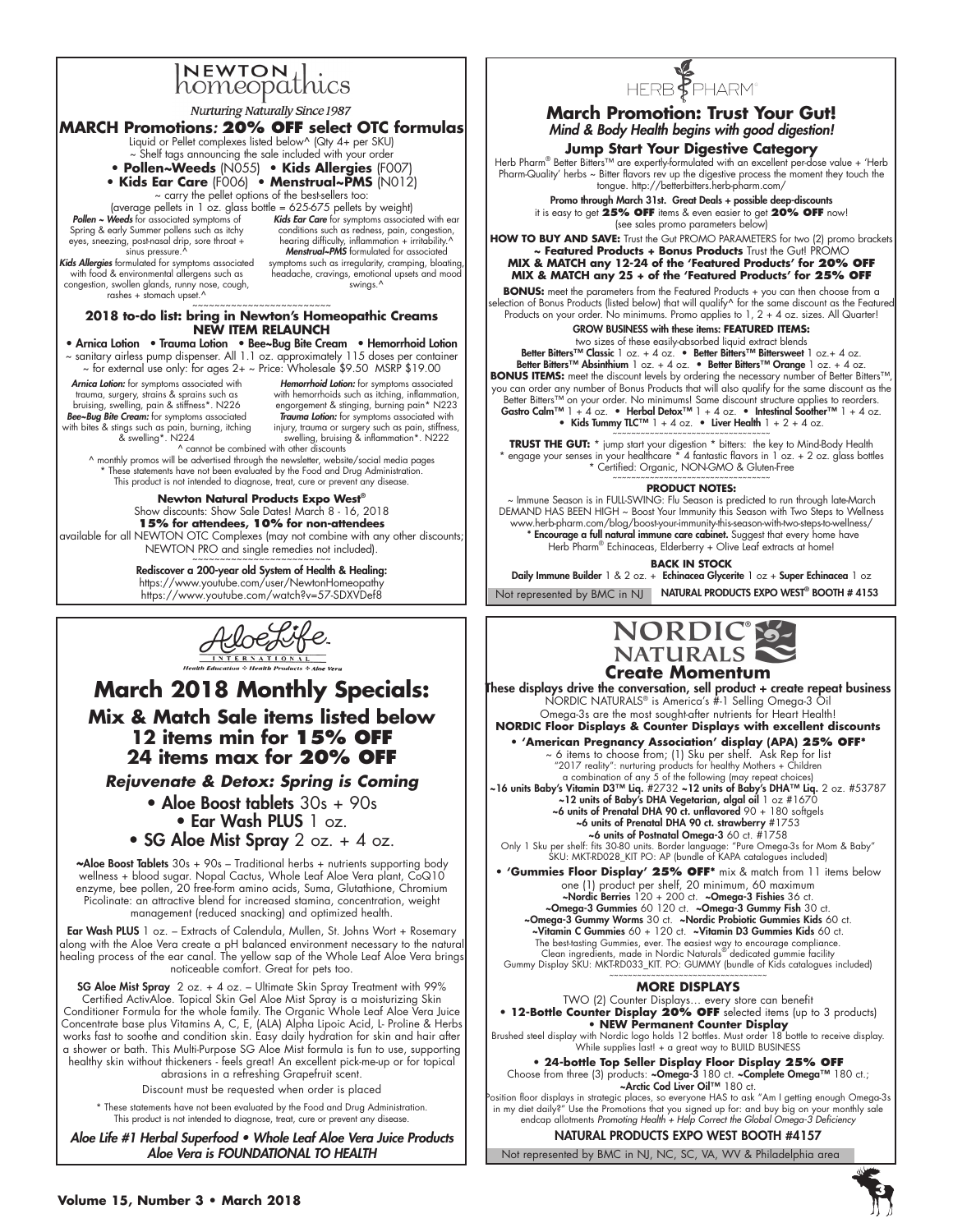# NEWTON homeopathics

*Nurturing Naturally Since 1987*

## MARCH Promotions: 20% OFF select OTC formulas

Liquid or Pellet complexes listed below^ (Qty 4+ per SKU)
~ Shelf tags announcing the sale included with your order

- **Pollen~Weeds** (N055) • **Kids Allergies** (F007)
- **Kids Ear Care** (F006) • **Menstrual~PMS** (N012)

~ carry the pellet options of the best-sellers too:
(average pellets in 1 oz. glass bottle = 625-675 pellets by weight)

***Pollen ~ Weeds*** for associated symptoms of Spring & early Summer pollens such as itchy eyes, sneezing, post-nasal drip, sore throat + sinus pressure.^

***Kids Allergies*** formulated for symptoms associated with food & environmental allergens such as congestion, swollen glands, runny nose, cough, rashes + stomach upset.^

***Kids Ear Care*** for symptoms associated with ear conditions such as redness, pain, congestion, hearing difficulty, inflammation + irritability.^

***Menstrual~PMS*** formulated for associated symptoms such as irregularity, cramping, bloating, headache, cravings, emotional upsets and mood swings.^

~~~~~~~~~~~~~~~~~~~~~~~~~~

### 2018 to-do list: bring in Newton's Homeopathic Creams
### NEW ITEM RELAUNCH

• Arnica Lotion • Trauma Lotion • Bee~Bug Bite Cream • Hemorrhoid Lotion

~ sanitary airless pump dispenser. All 1.1 oz. approximately 115 doses per container ~ for external use only: for ages 2+ ~ Price: Wholesale $9.50 MSRP $19.00

***Arnica Lotion:*** for symptoms associated with trauma, surgery, strains & sprains such as bruising, swelling, pain & stiffness*. N226

***Bee~Bug Bite Cream:*** for symptoms associated with bites & stings such as pain, burning, itching & swelling*. N224

***Hemorrhoid Lotion:*** for symptoms associated with hemorrhoids such as itching, inflammation, engorgement & stinging, burning pain* N223

***Trauma Lotion:*** for symptoms associated with injury, trauma or surgery such as pain, stiffness, swelling, bruising & inflammation*. N222

^ cannot be combined with other discounts

^ monthly promos will be advertised through the newsletter, website/social media pages

* These statements have not been evaluated by the Food and Drug Administration. This product is not intended to diagnose, treat, cure or prevent any disease.

**Newton Natural Products Expo West®**

Show discounts: Show Sale Dates! March 8 - 16, 2018

**15% for attendees, 10% for non-attendees**

available for all NEWTON OTC Complexes (may not combine with any other discounts; NEWTON PRO and single remedies not included).

~~~~~~~~~~~~~~~~~~~~~~~~~~

**Rediscover a 200-year old System of Health & Healing:**
https://www.youtube.com/user/NewtonHomeopathy
https://www.youtube.com/watch?v=57-SDXVDef8

---

# HERB PHARM

## March Promotion: Trust Your Gut!
*Mind & Body Health begins with good digestion!*

### Jump Start Your Digestive Category

Herb Pharm® Better Bitters™ are expertly-formulated with an excellent per-dose value + 'Herb Pharm-Quality' herbs ~ Bitter flavors rev up the digestive process the moment they touch the tongue. http://betterbitters.herb-pharm.com/

Promo through March 31st. Great Deals + possible deep-discounts
it is easy to get **25% OFF** items & even easier to get **20% OFF** now!
(see sales promo parameters below)

**HOW TO BUY AND SAVE:** Trust the Gut PROMO PARAMETERS for two (2) promo brackets **~ Featured Products + Bonus Products** Trust the Gut! PROMO

**MIX & MATCH any 12-24 of the 'Featured Products' for 20% OFF**
**MIX & MATCH any 25 + of the 'Featured Products' for 25% OFF**

**BONUS:** meet the parameters from the Featured Products + you can then choose from a selection of Bonus Products (listed below) that will qualify^ for the same discount as the Featured Products on your order. No minimums. Promo applies to 1, 2 + 4 oz. sizes. All Quarter!

**GROW BUSINESS with these items: FEATURED ITEMS:**
two sizes of these easily-absorbed liquid extract blends
**Better Bitters™ Classic** 1 oz. + 4 oz. • **Better Bitters™ Bittersweet** 1 oz.+ 4 oz.
**Better Bitters™ Absinthium** 1 oz. + 4 oz. • **Better Bitters™ Orange** 1 oz. + 4 oz.

**BONUS ITEMS:** meet the discount levels by ordering the necessary number of Better Bitters™, you can order any number of Bonus Products that will also qualify for the same discount as the Better Bitters™ on your order. No minimums! Same discount structure applies to reorders.
**Gastro Calm™** 1 + 4 oz. • **Herbal Detox™** 1 + 4 oz. • **Intestinal Soother™** 1 + 4 oz.
• **Kids Tummy TLC™** 1 + 4 oz. • **Liver Health** 1 + 2 + 4 oz.

~~~~~~~~~~~~~~~~~~~~~~~~~~

**TRUST THE GUT:** * jump start your digestion * bitters: the key to Mind-Body Health
* engage your senses in your healthcare * 4 fantastic flavors in 1 oz. + 2 oz. glass bottles
* Certified: Organic, NON-GMO & Gluten-Free

~~~~~~~~~~~~~~~~~~~~~~~~~~

**PRODUCT NOTES:**

~ Immune Season is in FULL-SWING: Flu Season is predicted to run through late-March DEMAND HAS BEEN HIGH ~ Boost Your Immunity this Season with Two Steps to Wellness www.herb-pharm.com/blog/boost-your-immunity-this-season-with-two-steps-to-wellness/
* **Encourage a full natural immune care cabinet.** Suggest that every home have Herb Pharm® Echinaceas, Elderberry + Olive Leaf extracts at home!

**BACK IN STOCK**

**Daily Immune Builder** 1 & 2 oz. + **Echinacea Glycerite** 1 oz + **Super Echinacea** 1 oz

Not represented by BMC in NJ NATURAL PRODUCTS EXPO WEST® BOOTH # 4153

---

# AloeLife INTERNATIONAL

*Health Education ❖ Health Products ❖ Aloe Vera*

## March 2018 Monthly Specials:
### Mix & Match Sale items listed below
### 12 items min for 15% OFF
### 24 items max for 20% OFF

***Rejuvenate & Detox: Spring is Coming***

- **Aloe Boost tablets** 30s + 90s
- **Ear Wash PLUS** 1 oz.
- **SG Aloe Mist Spray** 2 oz. + 4 oz.

**~Aloe Boost Tablets** 30s + 90s – Traditional herbs + nutrients supporting body wellness + blood sugar. Nopal Cactus, Whole Leaf Aloe Vera plant, CoQ10 enzyme, bee pollen, 20 free-form amino acids, Suma, Glutathione, Chromium Picolinate: an attractive blend for increased stamina, concentration, weight management (reduced snacking) and optimized health.

**Ear Wash PLUS** 1 oz. – Extracts of Calendula, Mullen, St. Johns Wort + Rosemary along with the Aloe Vera create a pH balanced environment necessary to the natural healing process of the ear canal. The yellow sap of the Whole Leaf Aloe Vera brings noticeable comfort. Great for pets too.

**SG Aloe Mist Spray** 2 oz. + 4 oz. – Ultimate Skin Spray Treatment with 99% Certified ActivAloe. Topical Skin Gel Aloe Mist Spray is a moisturizing Skin Conditioner Formula for the whole family. The Organic Whole Leaf Aloe Vera Juice Concentrate base plus Vitamins A, C, E, (ALA) Alpha Lipoic Acid, L- Proline & Herbs works fast to soothe and condition skin. Easy daily hydration for skin and hair after a shower or bath. This Multi-Purpose SG Aloe Mist formula is fun to use, supporting healthy skin without thickeners - feels great! An excellent pick-me-up or for topical abrasions in a refreshing Grapefruit scent.

Discount must be requested when order is placed

* These statements have not been evaluated by the Food and Drug Administration. This product is not intended to diagnose, treat, cure or prevent any disease.

***Aloe Life #1 Herbal Superfood • Whole Leaf Aloe Vera Juice Products***
***Aloe Vera is FOUNDATIONAL TO HEALTH***

---

# NORDIC NATURALS

## Create Momentum

These displays drive the conversation, sell product + create repeat business
NORDIC NATURALS® is America's #-1 Selling Omega-3 Oil
Omega-3s are the most sought-after nutrients for Heart Health!

**NORDIC Floor Displays & Counter Displays with excellent discounts**

• **'American Pregnancy Association' display (APA) 25% OFF***
~ 6 items to choose from; (1) Sku per shelf. Ask Rep for list
"2017 reality": nurturing products for healthy Mothers + Children
a combination of any 5 of the following (may repeat choices)
**~16 units Baby's Vitamin D3™ Liq.** #2732 **~12 units of Baby's DHA™ Liq.** 2 oz. #53787
**~12 units of Baby's DHA Vegetarian, algal oil** 1 oz #1670
**~6 units of Prenatal DHA 90 ct. unflavored** 90 + 180 softgels
**~6 units of Prenatal DHA 90 ct. strawberry** #1753
**~6 units of Postnatal Omega-3** 60 ct. #1758
Only 1 Sku per shelf: fits 30-80 units. Border language: "Pure Omega-3s for Mom & Baby"
SKU: MKT-RD028_KIT PO: AP (bundle of KAPA catalogues included)

• **'Gummies Floor Display' 25% OFF*** mix & match from 11 items below
one (1) product per shelf, 20 minimum, 60 maximum
**~Nordic Berries** 120 + 200 ct. **~Omega-3 Fishies** 36 ct.
**~Omega-3 Gummies** 60 120 ct. **~Omega-3 Gummy Fish** 30 ct.
**~Omega-3 Gummy Worms** 30 ct. **~Nordic Probiotic Gummies Kids** 60 ct.
**~Vitamin C Gummies** 60 + 120 ct. **~Vitamin D3 Gummies Kids** 60 ct.
The best-tasting Gummies, ever. The easiest way to encourage compliance.
Clean ingredients, made in Nordic Naturals® dedicated gummie facility
Gummy Display SKU: MKT-RD033_KIT. PO: GUMMY (bundle of Kids catalogues included)

~~~~~~~~~~~~~~~~~~~~~~~~~~

### MORE DISPLAYS

TWO (2) Counter Displays… every store can benefit

• **12-Bottle Counter Display 20% OFF** selected items (up to 3 products)
• **NEW Permanent Counter Display**
Brushed steel display with Nordic logo holds 12 bottles. Must order 18 bottle to receive display. While supplies last! + a great way to BUILD BUSINESS

• **24-bottle Top Seller Display Floor Display 25% OFF**
Choose from three (3) products: **~Omega-3** 180 ct. **~Complete Omega™** 180 ct.; **~Arctic Cod Liver Oil™** 180 ct.
Position floor displays in strategic places, so everyone HAS to ask "Am I getting enough Omega-3s in my diet daily?" Use the Promotions that you signed up for: and buy big on your monthly sale endcap allotments *Promoting Health + Help Correct the Global Omega-3 Deficiency*

NATURAL PRODUCTS EXPO WEST BOOTH #4157

Not represented by BMC in NJ, NC, SC, VA, WV & Philadelphia area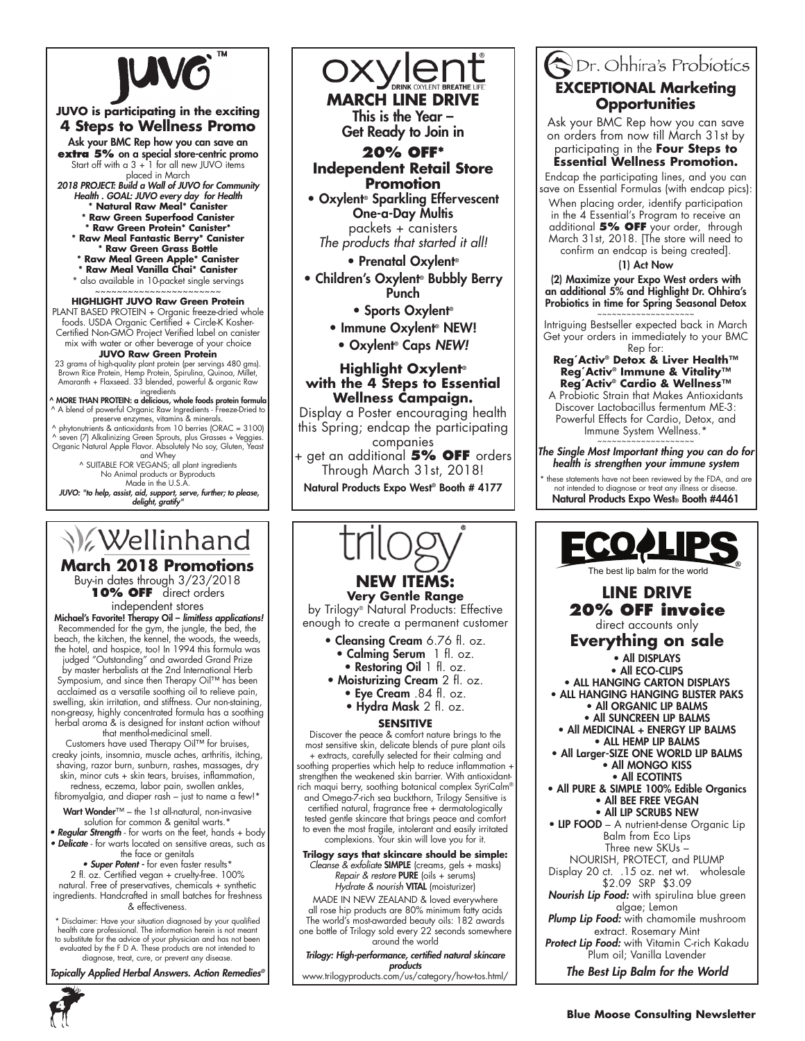# JUVO™

## JUVO is participating in the exciting 4 Steps to Wellness Promo

Ask your BMC Rep how you can save an **extra 5%** on a special store-centric promo

Start off with a 3 + 1 for all new JUVO items placed in March

***2018 PROJECT: Build a Wall of JUVO for Community Health . GOAL: JUVO every day for Health***

**\* Natural Raw Meal\* Canister**
**\* Raw Green Superfood Canister**
**\* Raw Green Protein\* Canister\***
**\* Raw Meal Fantastic Berry\* Canister**
**\* Raw Green Grass Bottle**
**\* Raw Meal Green Apple\* Canister**
**\* Raw Meal Vanilla Chai\* Canister**

\* also available in 10-packet single servings

~~~~~~~~~~~~~~~~~~~~~~~~

**HIGHLIGHT JUVO Raw Green Protein**

PLANT BASED PROTEIN + Organic freeze-dried whole foods. USDA Organic Certified + Circle-K Kosher-Certified Non-GMO Project Verified label on canister mix with water or other beverage of your choice

**JUVO Raw Green Protein**

23 grams of high-quality plant protein (per servings 480 gms). Brown Rice Protein, Hemp Protein, Spirulina, Quinoa, Millet, Amaranth + Flaxseed. 33 blended, powerful & organic Raw ingredients

**^ MORE THAN PROTEIN: a delicious, whole foods protein formula**

^ A blend of powerful Organic Raw Ingredients - Freeze-Dried to preserve enzymes, vitamins & minerals.

^ phytonutrients & antioxidants from 10 berries (ORAC = 3100)

^ seven (7) Alkalinizing Green Sprouts, plus Grasses + Veggies. Organic Natural Apple Flavor. Absolutely No soy, Gluten, Yeast and Whey

^ SUITABLE FOR VEGANS; all plant ingredients No Animal products or Byproducts Made in the U.S.A.

*JUVO: "to help, assist, aid, support, serve, further; to please, delight, gratify"*

# oxylent®

DRINK OXYLENT BREATHE LIFE

## MARCH LINE DRIVE

**This is the Year – Get Ready to Join in**

### 20% OFF* Independent Retail Store Promotion

- **Oxylent® Sparkling Effervescent One-a-Day Multis** packets + canisters *The products that started it all!*
- **Prenatal Oxylent®**
- **Children's Oxylent® Bubbly Berry Punch**
- **Sports Oxylent®**
- **Immune Oxylent® NEW!**
- **Oxylent® Caps *NEW!***

### Highlight Oxylent® with the 4 Steps to Essential Wellness Campaign.

Display a Poster encouraging health this Spring; endcap the participating companies + get an additional **5% OFF** orders Through March 31st, 2018!

**Natural Products Expo West® Booth # 4177**

# Dr. Ohhira's Probiotics

## EXCEPTIONAL Marketing Opportunities

Ask your BMC Rep how you can save on orders from now till March 31st by participating in the **Four Steps to Essential Wellness Promotion.**

Endcap the participating lines, and you can save on Essential Formulas (with endcap pics):

When placing order, identify participation in the 4 Essential's Program to receive an additional **5% OFF** your order, through March 31st, 2018. [The store will need to confirm an endcap is being created].

**(1) Act Now**

**(2) Maximize your Expo West orders with an additional 5% and Highlight Dr. Ohhira's Probiotics in time for Spring Seasonal Detox**

~~~~~~~~~~~~~~~~~~~~

Intriguing Bestseller expected back in March Get your orders in immediately to your BMC Rep for:

**Reg´Activ® Detox & Liver Health™**
**Reg´Activ® Immune & Vitality™**
**Reg´Activ® Cardio & Wellness™**

A Probiotic Strain that Makes Antioxidants Discover Lactobacillus fermentum ME-3: Powerful Effects for Cardio, Detox, and Immune System Wellness.*

~~~~~~~~~~~~~~~~~~~~

***The Single Most Important thing you can do for health is strengthen your immune system***

\* these statements have not been reviewed by the FDA, and are not intended to diagnose or treat any illness or disease.

**Natural Products Expo West® Booth #4461**

# Wellinhand

## March 2018 Promotions

Buy-in dates through 3/23/2018

**10% OFF** direct orders independent stores

**Michael's Favorite! Therapy Oil – *limitless applications!*** Recommended for the gym, the jungle, the bed, the beach, the kitchen, the kennel, the woods, the weeds, the hotel, and hospice, too! In 1994 this formula was judged "Outstanding" and awarded Grand Prize by master herbalists at the 2nd International Herb Symposium, and since then Therapy Oil™ has been acclaimed as a versatile soothing oil to relieve pain, swelling, skin irritation, and stiffness. Our non-staining, non-greasy, highly concentrated formula has a soothing herbal aroma & is designed for instant action without that menthol-medicinal smell.

Customers have used Therapy Oil™ for bruises, creaky joints, insomnia, muscle aches, arthritis, itching, shaving, razor burn, sunburn, rashes, massages, dry skin, minor cuts + skin tears, bruises, inflammation, redness, eczema, labor pain, swollen ankles, fibromyalgia, and diaper rash – just to name a few!*

**Wart Wonder**™ – the 1st all-natural, non-invasive solution for common & genital warts.*

- ***Regular Strength*** - for warts on the feet, hands + body
- ***Delicate*** - for warts located on sensitive areas, such as the face or genitals
- ***Super Potent*** - for even faster results*

2 fl. oz. Certified vegan + cruelty-free. 100% natural. Free of preservatives, chemicals + synthetic ingredients. Handcrafted in small batches for freshness & effectiveness.

\* Disclaimer: Have your situation diagnosed by your qualified health care professional. The information herein is not meant to substitute for the advice of your physician and has not been evaluated by the F D A. These products are not intended to diagnose, treat, cure, or prevent any disease.

***Topically Applied Herbal Answers. Action Remedies®***

# trilogy®

## NEW ITEMS:

### Very Gentle Range

by Trilogy® Natural Products: Effective enough to create a permanent customer

- **Cleansing Cream** 6.76 fl. oz.
- **Calming Serum** 1 fl. oz.
- **Restoring Oil** 1 fl. oz.
- **Moisturizing Cream** 2 fl. oz.
- **Eye Cream** .84 fl. oz.
- **Hydra Mask** 2 fl. oz.

**SENSITIVE**

Discover the peace & comfort nature brings to the most sensitive skin, delicate blends of pure plant oils + extracts, carefully selected for their calming and soothing properties which help to reduce inflammation + strengthen the weakened skin barrier. With antioxidant-rich maqui berry, soothing botanical complex SyriCalm® and Omega-7-rich sea buckthorn, Trilogy Sensitive is certified natural, fragrance free + dermatologically tested gentle skincare that brings peace and comfort to even the most fragile, intolerant and easily irritated complexions. Your skin will love you for it.

**Trilogy says that skincare should be simple:**
*Cleanse & exfoliate* **SIMPLE** (creams, gels + masks)
*Repair & restore* **PURE** (oils + serums)
*Hydrate & nourish* **VITAL** (moisturizer)

MADE IN NEW ZEALAND & loved everywhere all rose hip products are 80% minimum fatty acids The world's most-awarded beauty oils: 182 awards one bottle of Trilogy sold every 22 seconds somewhere around the world

***Trilogy: High-performance, certified natural skincare products***

www.trilogyproducts.com/us/category/how-tos.html/

# ECO LIPS®

The best lip balm for the world

## LINE DRIVE

### 20% OFF invoice

direct accounts only

### Everything on sale

- **All DISPLAYS**
- **All ECO-CLIPS**
- **ALL HANGING CARTON DISPLAYS**
- **ALL HANGING HANGING BLISTER PAKS**
- **All ORGANIC LIP BALMS**
- **All SUNCREEN LIP BALMS**
- **All MEDICINAL + ENERGY LIP BALMS**
- **ALL HEMP LIP BALMS**
- **All Larger-SIZE ONE WORLD LIP BALMS**
- **All MONGO KISS**
- **All ECOTINTS**
- **All PURE & SIMPLE 100% Edible Organics**
- **All BEE FREE VEGAN**
- **All LIP SCRUBS NEW**
- **LIP FOOD** – A nutrient-dense Organic Lip Balm from Eco Lips

Three new SKUs – NOURISH, PROTECT, and PLUMP

Display 20 ct. .15 oz. net wt. wholesale $2.09 SRP $3.09

***Nourish Lip Food:*** with spirulina blue green algae; Lemon

***Plump Lip Food:*** with chamomile mushroom extract. Rosemary Mint

***Protect Lip Food:*** with Vitamin C-rich Kakadu Plum oil; Vanilla Lavender

***The Best Lip Balm for the World***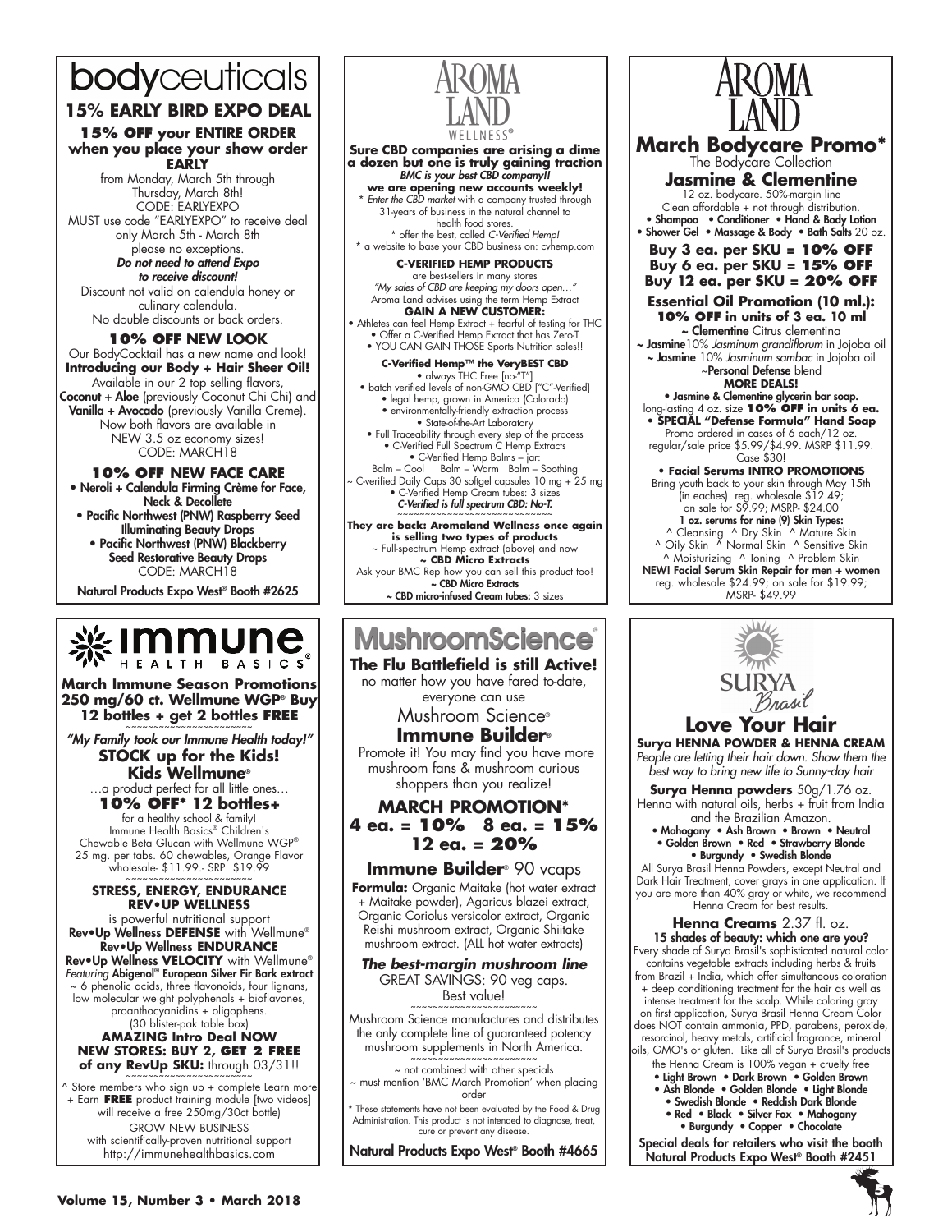# bodyceuticals

## 15% EARLY BIRD EXPO DEAL

**15% OFF your ENTIRE ORDER when you place your show order EARLY**

from Monday, March 5th through Thursday, March 8th!
CODE: EARLYEXPO
MUST use code "EARLYEXPO" to receive deal only March 5th - March 8th please no exceptions.

***Do not need to attend Expo to receive discount!***

Discount not valid on calendula honey or culinary calendula.
No double discounts or back orders.

**10% OFF NEW LOOK**

Our BodyCocktail has a new name and look!
**Introducing our Body + Hair Sheer Oil!**
Available in our 2 top selling flavors, **Coconut + Aloe** (previously Coconut Chi Chi) and **Vanilla + Avocado** (previously Vanilla Creme).
Now both flavors are available in NEW 3.5 oz economy sizes!
CODE: MARCH18

**10% OFF NEW FACE CARE**

- **Neroli + Calendula Firming Crème for Face, Neck & Decollete**
- **Pacific Northwest (PNW) Raspberry Seed Illuminating Beauty Drops**
- **Pacific Northwest (PNW) Blackberry Seed Restorative Beauty Drops**

CODE: MARCH18

**Natural Products Expo West® Booth #2625**

---

# AROMA LAND WELLNESS®

**Sure CBD companies are arising a dime a dozen but one is truly gaining traction**
***BMC is your best CBD company!!***
**we are opening new accounts weekly!**

\* *Enter the CBD market* with a company trusted through 31-years of business in the natural channel to health food stores.
\* offer the best, called *C-Verified Hemp!*
\* a website to base your CBD business on: cvhemp.com

**C-VERIFIED HEMP PRODUCTS**
are best-sellers in many stores
*"My sales of CBD are keeping my doors open…"*
Aroma Land advises using the term Hemp Extract

**GAIN A NEW CUSTOMER:**
- Athletes can feel Hemp Extract + fearful of testing for THC
- Offer a C-Verified Hemp Extract that has Zero-T
- YOU CAN GAIN THOSE Sports Nutrition sales!!

**C-Verified Hemp™ the VeryBEST CBD**
- always THC Free [no-"T"]
- batch verified levels of non-GMO CBD ["C"-Verified]
- legal hemp, grown in America (Colorado)
- environmentally-friendly extraction process
- State-of-the-Art Laboratory
- Full Traceability through every step of the process
- C-Verified Full Spectrum C Hemp Extracts
- C-Verified Hemp Balms – jar:
  Balm – Cool  Balm – Warm  Balm – Soothing

~ C-verified Daily Caps 30 softgel capsules 10 mg + 25 mg
- C-Verified Hemp Cream tubes: 3 sizes

***C-Verified is full spectrum CBD: No-T.***

**They are back: Aromaland Wellness once again is selling two types of products**
~ Full-spectrum Hemp extract (above) and now
**~ CBD Micro Extracts**
Ask your BMC Rep how you can sell this product too!
**~ CBD Micro Extracts**
**~ CBD micro-infused Cream tubes:** 3 sizes

---

# AROMA LAND

## March Bodycare Promo*

The Bodycare Collection

**Jasmine & Clementine**

12 oz. bodycare. 50%-margin line
Clean affordable + not through distribution.
- **Shampoo** • **Conditioner** • **Hand & Body Lotion**
- **Shower Gel** • **Massage & Body** • **Bath Salts** 20 oz.

**Buy 3 ea. per SKU = 10% OFF**
**Buy 6 ea. per SKU = 15% OFF**
**Buy 12 ea. per SKU = 20% OFF**

**Essential Oil Promotion (10 ml.):**
**10% OFF in units of 3 ea. 10 ml**
**~ Clementine** Citrus clementina
**~ Jasmine** 10% *Jasminum grandiflorum* in Jojoba oil
**~ Jasmine** 10% *Jasminum sambac* in Jojoba oil
~**Personal Defense** blend

**MORE DEALS!**
- **Jasmine & Clementine glycerin bar soap.** long-lasting 4 oz. size **10% OFF in units 6 ea.**
- **SPECIAL "Defense Formula" Hand Soap** Promo ordered in cases of 6 each/12 oz. regular/sale price $5.99/$4.99. MSRP $11.99. Case $30!
- **Facial Serums INTRO PROMOTIONS** Bring youth back to your skin through May 15th (in eaches) reg. wholesale $12.49; on sale for $9.99; MSRP- $24.00

**1 oz. serums for nine (9) Skin Types:**
^ Cleansing ^ Dry Skin ^ Mature Skin
^ Oily Skin ^ Normal Skin ^ Sensitive Skin
^ Moisturizing ^ Toning ^ Problem Skin

**NEW! Facial Serum Skin Repair for men + women** reg. wholesale $24.99; on sale for $19.99; MSRP- $49.99

---

# immune HEALTH BASICS®

**March Immune Season Promotions**
**250 mg/60 ct. Wellmune WGP® Buy 12 bottles + get 2 bottles FREE**

*"My Family took our Immune Health today!"*

**STOCK up for the Kids!**
**Kids Wellmune®**
…a product perfect for all little ones…
**10% OFF* 12 bottles+**
for a healthy school & family!
Immune Health Basics® Children's Chewable Beta Glucan with Wellmune WGP® 25 mg. per tabs. 60 chewables, Orange Flavor wholesale- $11.99.- SRP $19.99

**STRESS, ENERGY, ENDURANCE**
**REV•UP WELLNESS**
is powerful nutritional support
**Rev•Up Wellness DEFENSE** with Wellmune®
**Rev•Up Wellness ENDURANCE**
**Rev•Up Wellness VELOCITY** with Wellmune®
*Featuring* **Abigenol® European Silver Fir Bark extract**
~ 6 phenolic acids, three flavonoids, four lignans, low molecular weight polyphenols + bioflavones, proanthocyanidins + oligophens.
(30 blister-pak table box)

**AMAZING Intro Deal NOW**
**NEW STORES: BUY 2, GET 2 FREE of any RevUp SKU:** through 03/31!!

^ Store members who sign up + complete Learn more + Earn **FREE** product training module [two videos] will receive a free 250mg/30ct bottle)

GROW NEW BUSINESS
with scientifically-proven nutritional support
http://immunehealthbasics.com

---

# MushroomScience®

**The Flu Battlefield is still Active!**
no matter how you have fared to-date, everyone can use
Mushroom Science®
**Immune Builder®**
Promote it! You may find you have more mushroom fans & mushroom curious shoppers than you realize!

**MARCH PROMOTION***
**4 ea. = 10%  8 ea. = 15%**
**12 ea. = 20%**

**Immune Builder®** 90 vcaps

**Formula:** Organic Maitake (hot water extract + Maitake powder), Agaricus blazei extract, Organic Coriolus versicolor extract, Organic Reishi mushroom extract, Organic Shiitake mushroom extract. (ALL hot water extracts)

***The best-margin mushroom line***
GREAT SAVINGS: 90 veg caps.
Best value!

Mushroom Science manufactures and distributes the only complete line of guaranteed potency mushroom supplements in North America.

~ not combined with other specials
~ must mention 'BMC March Promotion' when placing order

\* These statements have not been evaluated by the Food & Drug Administration. This product is not intended to diagnose, treat, cure or prevent any disease.

**Natural Products Expo West® Booth #4665**

---

# SURYA Brasil

## Love Your Hair

**Surya HENNA POWDER & HENNA CREAM**
*People are letting their hair down. Show them the best way to bring new life to Sunny-day hair*

**Surya Henna powders** 50g/1.76 oz.
Henna with natural oils, herbs + fruit from India and the Brazilian Amazon.
- **Mahogany** • **Ash Brown** • **Brown** • **Neutral**
- **Golden Brown** • **Red** • **Strawberry Blonde**
- **Burgundy** • **Swedish Blonde**

All Surya Brasil Henna Powders, except Neutral and Dark Hair Treatment, cover grays in one application. If you are more than 40% gray or white, we recommend Henna Cream for best results.

**Henna Creams** 2.37 fl. oz.
**15 shades of beauty: which one are you?**
Every shade of Surya Brasil's sophisticated natural color contains vegetable extracts including herbs & fruits from Brazil + India, which offer simultaneous coloration + deep conditioning treatment for the hair as well as intense treatment for the scalp. While coloring gray on first application, Surya Brasil Henna Cream Color does NOT contain ammonia, PPD, parabens, peroxide, resorcinol, heavy metals, artificial fragrance, mineral oils, GMO's or gluten. Like all of Surya Brasil's products the Henna Cream is 100% vegan + cruelty free
- **Light Brown** • **Dark Brown** • **Golden Brown**
- **Ash Blonde** • **Golden Blonde** • **Light Blonde**
- **Swedish Blonde** • **Reddish Dark Blonde**
- **Red** • **Black** • **Silver Fox** • **Mahogany**
- **Burgundy** • **Copper** • **Chocolate**

**Special deals for retailers who visit the booth**
**Natural Products Expo West® Booth #2451**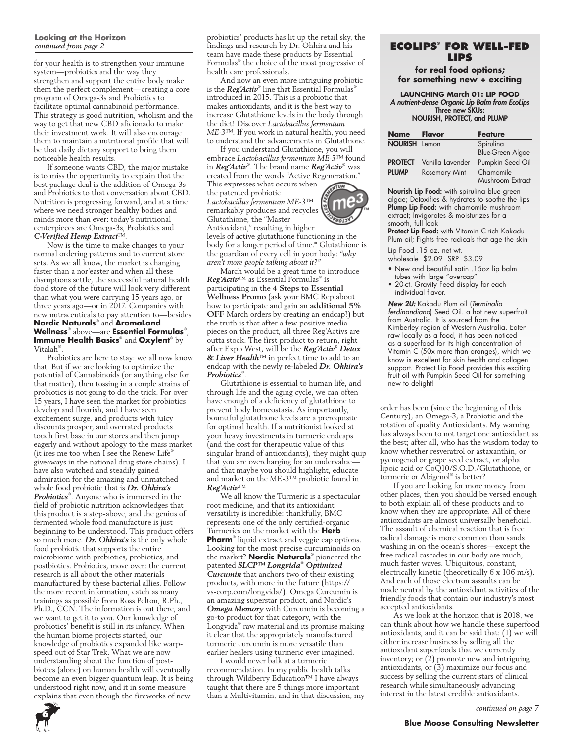**Looking at the Horizon**
*continued from page 2*

for your health is to strengthen your immune system—probiotics and the way they strengthen and support the entire body make them the perfect complement—creating a core program of Omega-3s and Probiotics to facilitate optimal cannabinoid performance. This strategy is good nutrition, wholism and the way to get that new CBD aficionado to make their investment work. It will also encourage them to maintain a nutritional profile that will be that daily dietary support to bring them noticeable health results.

If someone wants CBD, the major mistake is to miss the opportunity to explain that the best package deal is the addition of Omega-3s and Probiotics to that conversation about CBD. Nutrition is progressing forward, and at a time where we need stronger healthy bodies and minds more than ever: today's nutritional centerpieces are Omega-3s, Probiotics and ***C-Verified Hemp Extract***™.

Now is the time to make changes to your normal ordering patterns and to current store sets. As we all know, the market is changing faster than a nor'easter and when all these disruptions settle, the successful natural health food store of the future will look very different than what you were carrying 15 years ago, or three years ago—or in 2017. Companies with new nutraceuticals to pay attention to—besides **Nordic Naturals**® and **AromaLand Wellness**® above—are **Essential Formulas**®, **Immune Health Basics**® and **Oxylent**® by Vitalah®.

Probiotics are here to stay: we all now know that. But if we are looking to optimize the potential of Cannabinoids (or anything else for that matter), then tossing in a couple strains of probiotics is not going to do the trick. For over 15 years, I have seen the market for probiotics develop and flourish, and I have seen excitement surge, and products with juicy discounts prosper, and overrated products touch first base in our stores and then jump eagerly and without apology to the mass market (it ires me too when I see the Renew Life® giveaways in the national drug store chains). I have also watched and steadily gained admiration for the amazing and unmatched whole food probiotic that is ***Dr. Ohhira's Probiotics***®. Anyone who is immersed in the field of probiotic nutrition acknowledges that this product is a step-above, and the genius of fermented whole food manufacture is just beginning to be understood. This product offers so much more. ***Dr. Ohhira's*** is the only whole food probiotic that supports the entire microbiome with prebiotics, probiotics, and postbiotics. Probiotics, move over: the current research is all about the other materials manufactured by these bacterial allies. Follow the more recent information, catch as many trainings as possible from Ross Pelton, R.Ph., Ph.D., CCN. The information is out there, and we want to get it to you. Our knowledge of probiotics' benefit is still in its infancy. When the human biome projects started, our knowledge of probiotics expanded like warp-speed out of Star Trek. What we are now understanding about the function of post-biotics (alone) on human health will eventually become an even bigger quantum leap. It is being understood right now, and it in some measure explains that even though the fireworks of new probiotics' products has lit up the retail sky, the findings and research by Dr. Ohhira and his team have made these products by Essential Formulas® the choice of the most progressive of health care professionals.

And now an even more intriguing probiotic is the ***Reg'Activ***® line that Essential Formulas® introduced in 2015. This is a probiotic that makes antioxidants, and it is the best way to increase Glutathione levels in the body through the diet! Discover *Lactobacillus fermentum ME-3*™. If you work in natural health, you need to understand the advancements in Glutathione.

If you understand Glutathione, you will embrace *Lactobacillus fermentum ME-3*™ found in ***Reg'Activ***®. The brand name ***Reg'Activ***® was created from the words "Active Regeneration." This expresses what occurs when the patented probiotic *Lactobacillus fermentum ME-3*™ remarkably produces and recycles Glutathione, the "Master Antioxidant," resulting in higher levels of active glutathione functioning in the body for a longer period of time.* Glutathione is the guardian of every cell in your body: *"why aren't more people talking about it?"*

March would be a great time to introduce ***Reg'Activ***™ as Essential Formulas® is participating in the **4 Steps to Essential Wellness Promo** (ask your BMC Rep about how to participate and gain an **additional 5% OFF** March orders by creating an endcap!) but the truth is that after a few positive media pieces on the product, all three Reg'Activs are outta stock. The first product to return, right after Expo West, will be the ***Reg'Activ® Detox & Liver Health***™ in perfect time to add to an endcap with the newly re-labeled ***Dr. Ohhira's Probiotics***®.

Glutathione is essential to human life, and through life and the aging cycle, we can often have enough of a deficiency of glutathione to prevent body homeostasis. As importantly, bountiful glutathione levels are a prerequisite for optimal health. If a nutritionist looked at your heavy investments in turmeric endcaps (and the cost for therapeutic value of this singular brand of antioxidants), they might quip that you are overcharging for an undervalue—and that maybe you should highlight, educate and market on the ME-3™ probiotic found in ***Reg'Activ***™

We all know the Turmeric is a spectacular root medicine, and that its antioxidant versatility is incredible: thankfully, BMC represents one of the only certified-organic Turmerics on the market with the **Herb Pharm**® liquid extract and veggie cap options. Looking for the most precise curcuminoids on the market? **Nordic Naturals**® pioneered the patented ***SLCP™ Longvida® Optimized Curcumin*** that anchors two of their existing products, with more in the future (https://vs-corp.com/longvida/). Omega Curcumin is an amazing superstar product, and Nordic's ***Omega Memory*** with Curcumin is becoming a go-to product for that category, with the Longvida® raw material and its promise making it clear that the appropriately manufactured turmeric curcumin is more versatile than earlier healers using turmeric ever imagined.

I would never balk at a turmeric recommendation. In my public health talks through Wildberry Education™ I have always taught that there are 5 things more important than a Multivitamin, and in that discussion, my order has been (since the beginning of this Century), an Omega-3, a Probiotic and the rotation of quality Antioxidants. My warning has always been to not target one antioxidant as the best; after all, who has the wisdom today to know whether resveratrol or astaxanthin, or pycnogenol or grape seed extract, or alpha lipoic acid or CoQ10/S.O.D./Glutathione, or turmeric or Abigenol® is better?

If you are looking for more money from other places, then you should be versed enough to both explain all of these products and to know when they are appropriate. All of these antioxidants are almost universally beneficial. The assault of chemical reaction that is free radical damage is more common than sands washing in on the ocean's shores—except the free radical cascades in our body are much, much faster waves. Ubiquitous, constant, electrically kinetic (theoretically 6 x 106 m/s). And each of those electron assaults can be made neutral by the antioxidant activities of the friendly foods that contain our industry's most accepted antioxidants.

As we look at the horizon that is 2018, we can think about how we handle these superfood antioxidants, and it can be said that: (1) we will either increase business by selling all the antioxidant superfoods that we currently inventory; or (2) promote new and intriguing antioxidants, or (3) maximize our focus and success by selling the current stars of clinical research while simultaneously advancing interest in the latest credible antioxidants.

*continued on page 7*

## ECOLIPS® FOR WELL-FED LIPS

**for real food options; for something new + exciting**

**LAUNCHING March 01: LIP FOOD**
*A nutrient-dense Organic Lip Balm from EcoLips*
Three new SKUs:
NOURISH, PROTECT, and PLUMP

| Name | Flavor | Feature |
|---|---|---|
| **NOURISH** | Lemon | Spirulina Blue-Green Algae |
| **PROTECT** | Vanilla Lavender | Pumpkin Seed Oil |
| **PLUMP** | Rosemary Mint | Chamomile Mushroom Extract |

**Nourish Lip Food:** with spirulina blue green algae; Detoxifies & hydrates to soothe the lips
**Plump Lip Food:** with chamomile mushroom extract; Invigorates & moisturizes for a smooth, full look
**Protect Lip Food:** with Vitamin C-rich Kakadu Plum oil; Fights free radicals that age the skin

Lip Food .15 oz. net wt.
wholesale $2.09 SRP $3.09

- New and beautiful satin .15oz lip balm tubes with large "overcap"
- 20-ct. Gravity Feed display for each individual flavor.

***New 2U:*** Kakadu Plum oil (*Terminalia ferdinandiana*) Seed Oil. a hot new superfruit from Australia. It is sourced from the Kimberley region of Western Australia. Eaten raw locally as a food, it has been noticed as a superfood for its high concentration of Vitamin C (50x more than oranges), which we know is excellent for skin health and collagen support. Protect Lip Food provides this exciting fruit oil with Pumpkin Seed Oil for something new to delight!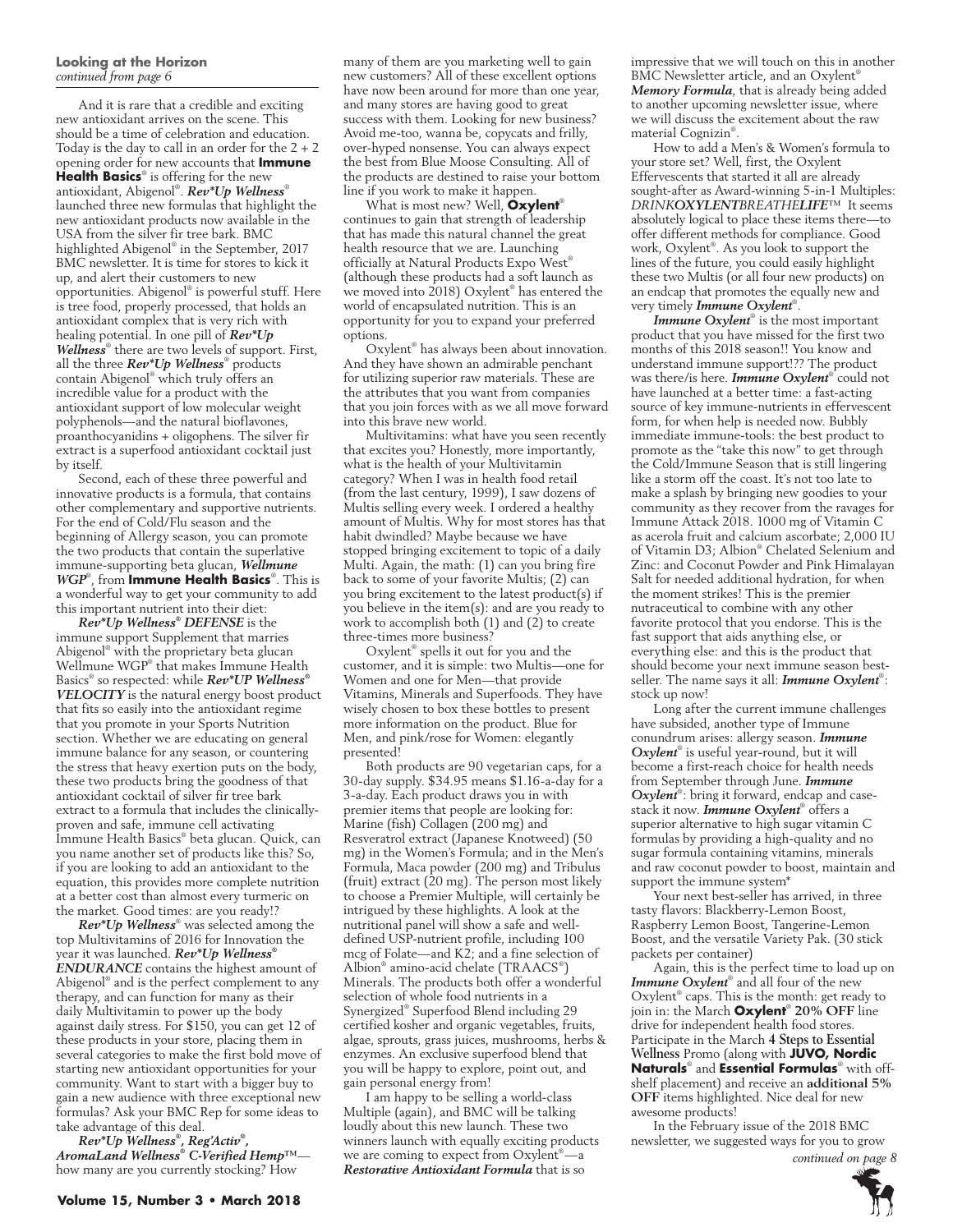**Looking at the Horizon**
*continued from page 6*

And it is rare that a credible and exciting new antioxidant arrives on the scene. This should be a time of celebration and education. Today is the day to call in an order for the 2 + 2 opening order for new accounts that **Immune Health Basics**® is offering for the new antioxidant, Abigenol®. ***Rev*Up Wellness***® launched three new formulas that highlight the new antioxidant products now available in the USA from the silver fir tree bark. BMC highlighted Abigenol® in the September, 2017 BMC newsletter. It is time for stores to kick it up, and alert their customers to new opportunities. Abigenol® is powerful stuff. Here is tree food, properly processed, that holds an antioxidant complex that is very rich with healing potential. In one pill of ***Rev*Up Wellness***® there are two levels of support. First, all the three ***Rev*Up Wellness***® products contain Abigenol® which truly offers an incredible value for a product with the antioxidant support of low molecular weight polyphenols—and the natural bioflavones, proanthocyanidins + oligophens. The silver fir extract is a superfood antioxidant cocktail just by itself.

Second, each of these three powerful and innovative products is a formula, that contains other complementary and supportive nutrients. For the end of Cold/Flu season and the beginning of Allergy season, you can promote the two products that contain the superlative immune-supporting beta glucan, ***Wellmune WGP***®, from **Immune Health Basics**®. This is a wonderful way to get your community to add this important nutrient into their diet:

***Rev*Up Wellness® DEFENSE*** is the immune support Supplement that marries Abigenol® with the proprietary beta glucan Wellmune WGP® that makes Immune Health Basics® so respected: while ***Rev*UP Wellness® VELOCITY*** is the natural energy boost product that fits so easily into the antioxidant regime that you promote in your Sports Nutrition section. Whether we are educating on general immune balance for any season, or countering the stress that heavy exertion puts on the body, these two products bring the goodness of that antioxidant cocktail of silver fir tree bark extract to a formula that includes the clinically-proven and safe, immune cell activating Immune Health Basics® beta glucan. Quick, can you name another set of products like this? So, if you are looking to add an antioxidant to the equation, this provides more complete nutrition at a better cost than almost every turmeric on the market. Good times: are you ready!?

***Rev*Up Wellness***® was selected among the top Multivitamins of 2016 for Innovation the year it was launched. ***Rev*Up Wellness® ENDURANCE*** contains the highest amount of Abigenol® and is the perfect complement to any therapy, and can function for many as their daily Multivitamin to power up the body against daily stress. For $150, you can get 12 of these products in your store, placing them in several categories to make the first bold move of starting new antioxidant opportunities for your community. Want to start with a bigger buy to gain a new audience with three exceptional new formulas? Ask your BMC Rep for some ideas to take advantage of this deal.

***Rev*Up Wellness®, Reg'Activ®, AromaLand Wellness® C-Verified Hemp™***—how many are you currently stocking? How many of them are you marketing well to gain new customers? All of these excellent options have now been around for more than one year, and many stores are having good to great success with them. Looking for new business? Avoid me-too, wanna be, copycats and frilly, over-hyped nonsense. You can always expect the best from Blue Moose Consulting. All of the products are destined to raise your bottom line if you work to make it happen.

What is most new? Well, **Oxylent**® continues to gain that strength of leadership that has made this natural channel the great health resource that we are. Launching officially at Natural Products Expo West® (although these products had a soft launch as we moved into 2018) Oxylent® has entered the world of encapsulated nutrition. This is an opportunity for you to expand your preferred options.

Oxylent® has always been about innovation. And they have shown an admirable penchant for utilizing superior raw materials. These are the attributes that you want from companies that you join forces with as we all move forward into this brave new world.

Multivitamins: what have you seen recently that excites you? Honestly, more importantly, what is the health of your Multivitamin category? When I was in health food retail (from the last century, 1999), I saw dozens of Multis selling every week. I ordered a healthy amount of Multis. Why for most stores has that habit dwindled? Maybe because we have stopped bringing excitement to topic of a daily Multi. Again, the math: (1) can you bring fire back to some of your favorite Multis; (2) can you bring excitement to the latest product(s) if you believe in the item(s): and are you ready to work to accomplish both (1) and (2) to create three-times more business?

Oxylent® spells it out for you and the customer, and it is simple: two Multis—one for Women and one for Men—that provide Vitamins, Minerals and Superfoods. They have wisely chosen to box these bottles to present more information on the product. Blue for Men, and pink/rose for Women: elegantly presented!

Both products are 90 vegetarian caps, for a 30-day supply. $34.95 means $1.16-a-day for a 3-a-day. Each product draws you in with premier items that people are looking for: Marine (fish) Collagen (200 mg) and Resveratrol extract (Japanese Knotweed) (50 mg) in the Women's Formula; and in the Men's Formula, Maca powder (200 mg) and Tribulus (fruit) extract (20 mg). The person most likely to choose a Premier Multiple, will certainly be intrigued by these highlights. A look at the nutritional panel will show a safe and well-defined USP-nutrient profile, including 100 mcg of Folate—and K2; and a fine selection of Albion® amino-acid chelate (TRAACS®) Minerals. The products both offer a wonderful selection of whole food nutrients in a Synergized® Superfood Blend including 29 certified kosher and organic vegetables, fruits, algae, sprouts, grass juices, mushrooms, herbs & enzymes. An exclusive superfood blend that you will be happy to explore, point out, and gain personal energy from!

I am happy to be selling a world-class Multiple (again), and BMC will be talking loudly about this new launch. These two winners launch with equally exciting products we are coming to expect from Oxylent®—a ***Restorative Antioxidant Formula*** that is so impressive that we will touch on this in another BMC Newsletter article, and an Oxylent® ***Memory Formula***, that is already being added to another upcoming newsletter issue, where we will discuss the excitement about the raw material Cognizin®.

How to add a Men's & Women's formula to your store set? Well, first, the Oxylent Effervescents that started it all are already sought-after as Award-winning 5-in-1 Multiples: *DRINKOXYLENTBREATHELIFE*™ It seems absolutely logical to place these items there—to offer different methods for compliance. Good work, Oxylent®. As you look to support the lines of the future, you could easily highlight these two Multis (or all four new products) on an endcap that promotes the equally new and very timely ***Immune Oxylent***®.

***Immune Oxylent***® is the most important product that you have missed for the first two months of this 2018 season!! You know and understand immune support!?? The product was there/is here. ***Immune Oxylent***® could not have launched at a better time: a fast-acting source of key immune-nutrients in effervescent form, for when help is needed now. Bubbly immediate immune-tools: the best product to promote as the "take this now" to get through the Cold/Immune Season that is still lingering like a storm off the coast. It's not too late to make a splash by bringing new goodies to your community as they recover from the ravages for Immune Attack 2018. 1000 mg of Vitamin C as acerola fruit and calcium ascorbate; 2,000 IU of Vitamin D3; Albion® Chelated Selenium and Zinc: and Coconut Powder and Pink Himalayan Salt for needed additional hydration, for when the moment strikes! This is the premier nutraceutical to combine with any other favorite protocol that you endorse. This is the fast support that aids anything else, or everything else: and this is the product that should become your next immune season best-seller. The name says it all: ***Immune Oxylent***®: stock up now!

Long after the current immune challenges have subsided, another type of Immune conundrum arises: allergy season. ***Immune Oxylent***® is useful year-round, but it will become a first-reach choice for health needs from September through June. ***Immune Oxylent***®: bring it forward, endcap and case-stack it now. ***Immune Oxylent***® offers a superior alternative to high sugar vitamin C formulas by providing a high-quality and no sugar formula containing vitamins, minerals and raw coconut powder to boost, maintain and support the immune system*

Your next best-seller has arrived, in three tasty flavors: Blackberry-Lemon Boost, Raspberry Lemon Boost, Tangerine-Lemon Boost, and the versatile Variety Pak. (30 stick packets per container)

Again, this is the perfect time to load up on ***Immune Oxylent***® and all four of the new Oxylent® caps. This is the month: get ready to join in: the March **Oxylent® 20% OFF** line drive for independent health food stores. Participate in the March **4 Steps to Essential Wellness** Promo (along with **JUVO, Nordic Naturals**® and **Essential Formulas**® with off-shelf placement) and receive an **additional 5% OFF** items highlighted. Nice deal for new awesome products!

In the February issue of the 2018 BMC newsletter, we suggested ways for you to grow

*continued on page 8*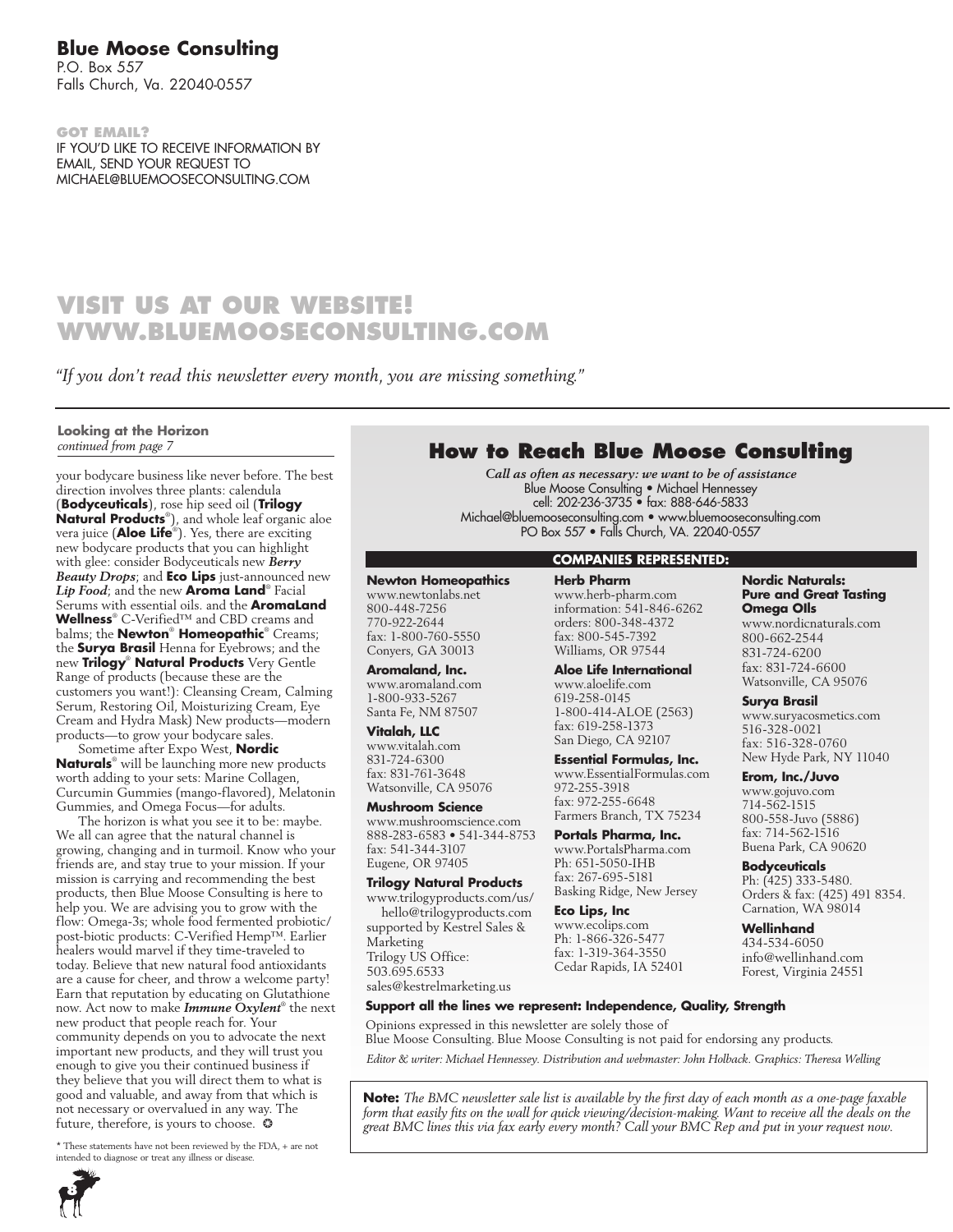**Blue Moose Consulting**
P.O. Box 557
Falls Church, Va. 22040-0557

**GOT EMAIL?**
IF YOU'D LIKE TO RECEIVE INFORMATION BY EMAIL, SEND YOUR REQUEST TO MICHAEL@BLUEMOOSECONSULTING.COM

## VISIT US AT OUR WEBSITE! WWW.BLUEMOOSECONSULTING.COM

*"If you don't read this newsletter every month, you are missing something."*

**Looking at the Horizon**
*continued from page 7*

your bodycare business like never before. The best direction involves three plants: calendula (**Bodyceuticals**), rose hip seed oil (**Trilogy Natural Products**®), and whole leaf organic aloe vera juice (**Aloe Life**®). Yes, there are exciting new bodycare products that you can highlight with glee: consider Bodyceuticals new ***Berry Beauty Drops***; and **Eco Lips** just-announced new ***Lip Food***; and the new **Aroma Land**® Facial Serums with essential oils. and the **AromaLand Wellness**® C-Verified™ and CBD creams and balms; the **Newton**® **Homeopathic**® Creams; the **Surya Brasil** Henna for Eyebrows; and the new **Trilogy**® **Natural Products** Very Gentle Range of products (because these are the customers you want!): Cleansing Cream, Calming Serum, Restoring Oil, Moisturizing Cream, Eye Cream and Hydra Mask) New products—modern products—to grow your bodycare sales.

Sometime after Expo West, **Nordic Naturals**® will be launching more new products worth adding to your sets: Marine Collagen, Curcumin Gummies (mango-flavored), Melatonin Gummies, and Omega Focus—for adults.

The horizon is what you see it to be: maybe. We all can agree that the natural channel is growing, changing and in turmoil. Know who your friends are, and stay true to your mission. If your mission is carrying and recommending the best products, then Blue Moose Consulting is here to help you. We are advising you to grow with the flow: Omega-3s; whole food fermented probiotic/post-biotic products: C-Verified Hemp™. Earlier healers would marvel if they time-traveled to today. Believe that new natural food antioxidants are a cause for cheer, and throw a welcome party! Earn that reputation by educating on Glutathione now. Act now to make ***Immune Oxylent***® the next new product that people reach for. Your community depends on you to advocate the next important new products, and they will trust you enough to give you their continued business if they believe that you will direct them to what is good and valuable, and away from that which is not necessary or overvalued in any way. The future, therefore, is yours to choose. ✪

* These statements have not been reviewed by the FDA, + are not intended to diagnose or treat any illness or disease.

## How to Reach Blue Moose Consulting

*Call as often as necessary: we want to be of assistance*
Blue Moose Consulting • Michael Hennessey
cell: 202-236-3735 • fax: 888-646-5833
Michael@bluemooseconsulting.com • www.bluemooseconsulting.com
PO Box 557 • Falls Church, VA. 22040-0557

### COMPANIES REPRESENTED:

**Newton Homeopathics**
www.newtonlabs.net
800-448-7256
770-922-2644
fax: 1-800-760-5550
Conyers, GA 30013

**Aromaland, Inc.**
www.aromaland.com
1-800-933-5267
Santa Fe, NM 87507

**Vitalah, LLC**
www.vitalah.com
831-724-6300
fax: 831-761-3648
Watsonville, CA 95076

**Mushroom Science**
www.mushroomscience.com
888-283-6583 • 541-344-8753
fax: 541-344-3107
Eugene, OR 97405

**Trilogy Natural Products**
www.trilogyproducts.com/us/
hello@trilogyproducts.com
supported by Kestrel Sales & Marketing
Trilogy US Office:
503.695.6533
sales@kestrelmarketing.us

**Herb Pharm**
www.herb-pharm.com
information: 541-846-6262
orders: 800-348-4372
fax: 800-545-7392
Williams, OR 97544

**Aloe Life International**
www.aloelife.com
619-258-0145
1-800-414-ALOE (2563)
fax: 619-258-1373
San Diego, CA 92107

**Essential Formulas, Inc.**
www.EssentialFormulas.com
972-255-3918
fax: 972-255-6648
Farmers Branch, TX 75234

**Portals Pharma, Inc.**
www.PortalsPharma.com
Ph: 651-5050-IHB
fax: 267-695-5181
Basking Ridge, New Jersey

**Eco Lips, Inc**
www.ecolips.com
Ph: 1-866-326-5477
fax: 1-319-364-3550
Cedar Rapids, IA 52401

**Nordic Naturals: Pure and Great Tasting Omega OIls**
www.nordicnaturals.com
800-662-2544
831-724-6200
fax: 831-724-6600
Watsonville, CA 95076

**Surya Brasil**
www.suryacosmetics.com
516-328-0021
fax: 516-328-0760
New Hyde Park, NY 11040

**Erom, Inc./Juvo**
www.gojuvo.com
714-562-1515
800-558-Juvo (5886)
fax: 714-562-1516
Buena Park, CA 90620

**Bodyceuticals**
Ph: (425) 333-5480.
Orders & fax: (425) 491 8354.
Carnation, WA 98014

**Wellinhand**
434-534-6050
info@wellinhand.com
Forest, Virginia 24551

**Support all the lines we represent: Independence, Quality, Strength**

Opinions expressed in this newsletter are solely those of Blue Moose Consulting. Blue Moose Consulting is not paid for endorsing any products.

*Editor & writer: Michael Hennessey. Distribution and webmaster: John Holback. Graphics: Theresa Welling*

**Note:** *The BMC newsletter sale list is available by the first day of each month as a one-page faxable form that easily fits on the wall for quick viewing/decision-making. Want to receive all the deals on the great BMC lines this via fax early every month? Call your BMC Rep and put in your request now.*